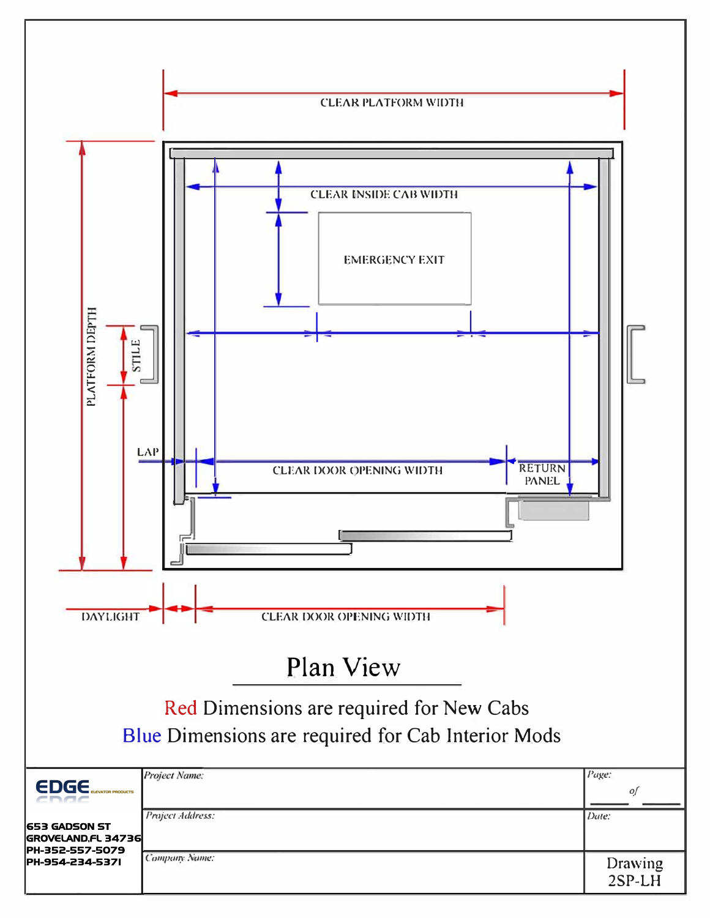CLEAR PLATFORM WIDTH

CLEAR INSIDE CAB WIDTH

EMERGENCY EXIT

PLATFORM DEPTH

STILE

LAP

CLEAR DOOR OPENING WIDTH

RETURN PANEL

DAYLIGHT

CLEAR DOOR OPENING WIDTH

# Plan View

Red Dimensions are required for New Cabs

Blue Dimensions are required for Cab Interior Mods

| EDGE ELEVATOR PRODUCTS<br>653 GADSON ST<br>GROVELAND,FL 34736<br>PH-352-557-5079<br>PH-954-234-5371 | *Project Name:* | *Page:* of |
|---|---|---|
| | *Project Address:* | *Date:* |
| | *Company Name:* | Drawing 2SP-LH |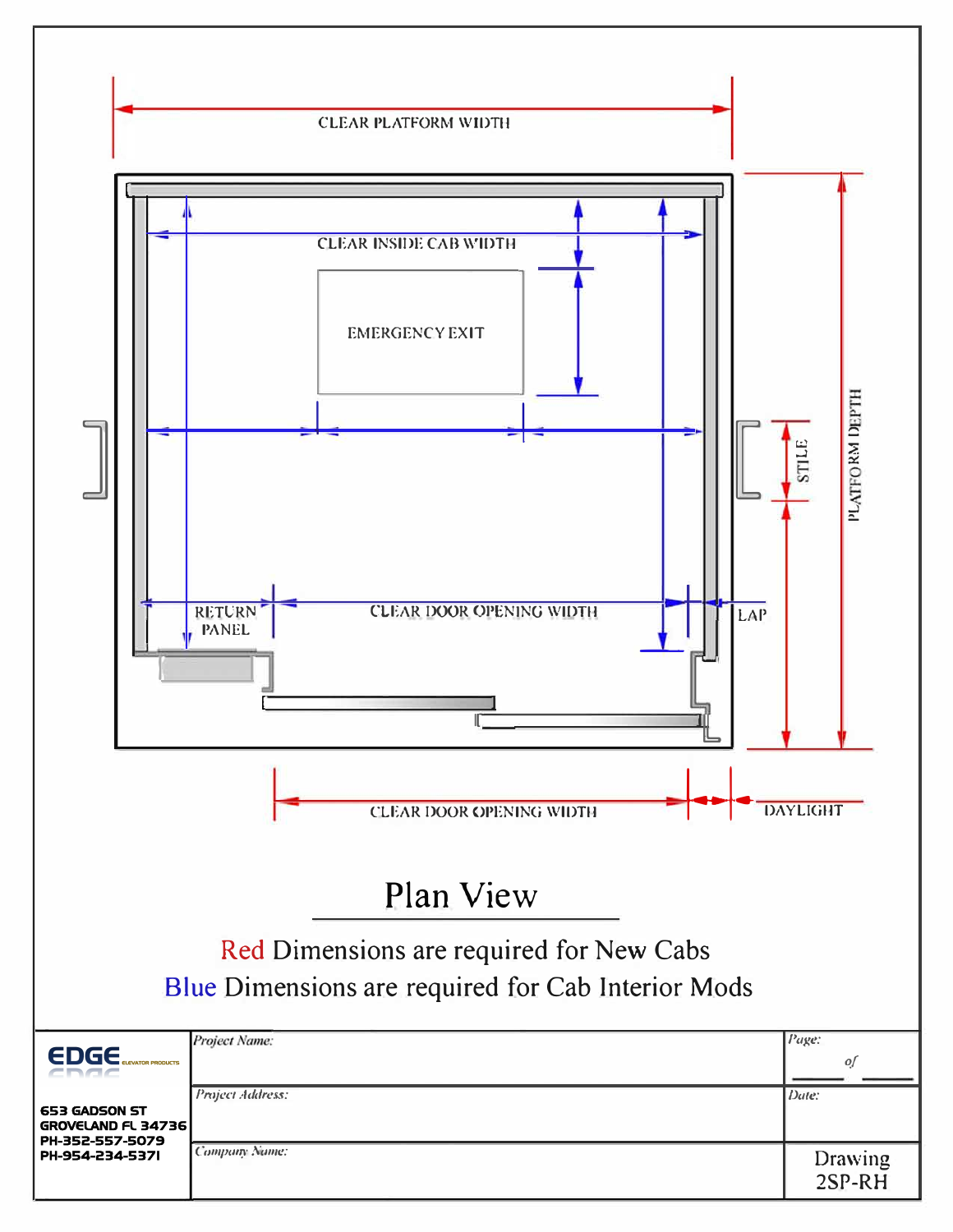CLEAR PLATFORM WIDTH

CLEAR INSIDE CAB WIDTH

EMERGENCY EXIT

STILE

PLATFORM DEPTH

RETURN PANEL

CLEAR DOOR OPENING WIDTH

LAP

CLEAR DOOR OPENING WIDTH

DAYLIGHT

# Plan View

Red Dimensions are required for New Cabs

Blue Dimensions are required for Cab Interior Mods

| EDGE ELEVATOR PRODUCTS<br>653 GADSON ST<br>GROVELAND FL 34736<br>PH-352-557-5079<br>PH-954-234-5371 | *Project Name:* | *Page:* ___ *of* ___ |
|---|---|---|
| | *Project Address:* | *Date:* |
| | *Company Name:* | Drawing 2SP-RH |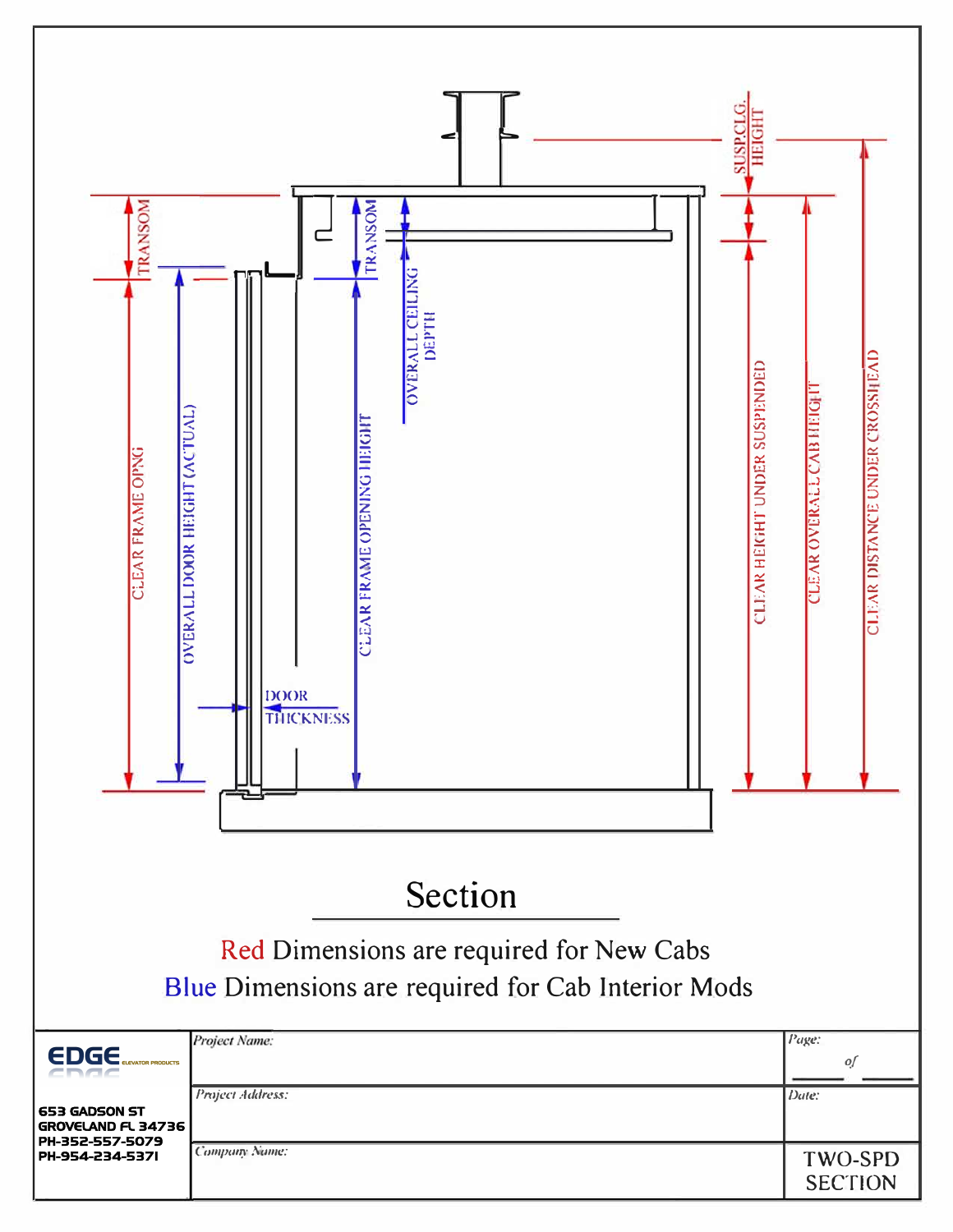SUSP.CLG. HEIGHT

TRANSOM

CLEAR FRAME OPNG

OVERALL DOOR HEIGHT (ACTUAL)

DOOR THICKNESS

TRANSOM

CLEAR FRAME OPENING HEIGHT

OVERALL CEILING DEPTH

CLEAR HEIGHT UNDER SUSPENDED

CLEAR OVERALL CAB HEIGHT

CLEAR DISTANCE UNDER CROSSHEAD

# Section

Red Dimensions are required for New Cabs

Blue Dimensions are required for Cab Interior Mods

| | | |
|---|---|---|
| **EDGE** ELEVATOR PRODUCTS | *Project Name:* | *Page:* of |
| **653 GADSON ST GROVELAND FL 34736 PH-352-557-5079 PH-954-234-5371** | *Project Address:* | *Date:* |
| | *Company Name:* | TWO-SPD SECTION |